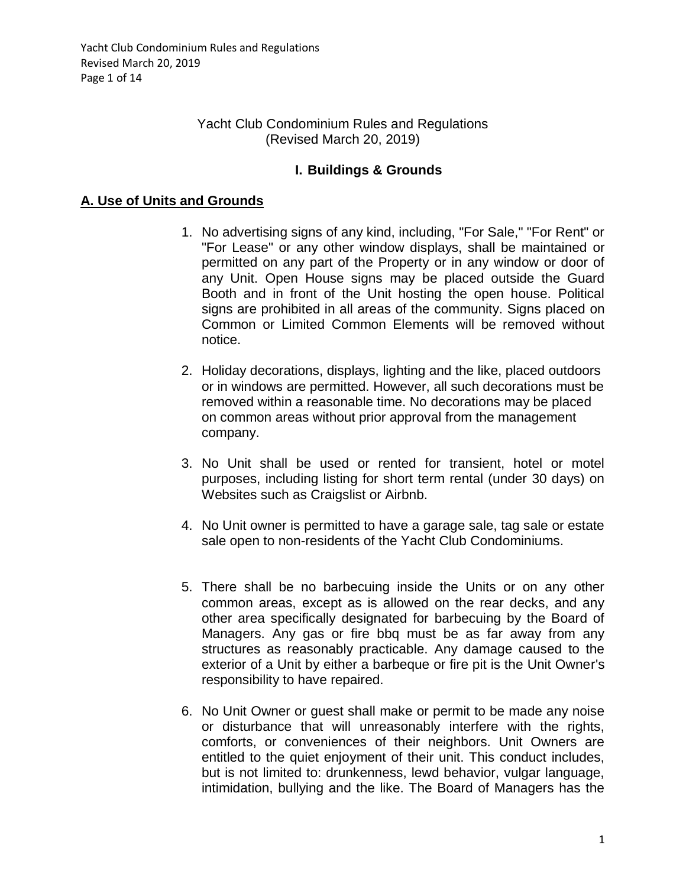# Yacht Club Condominium Rules and Regulations
(Revised March 20, 2019)

## I. Buildings & Grounds

### A. Use of Units and Grounds

1. No advertising signs of any kind, including, "For Sale," "For Rent" or "For Lease" or any other window displays, shall be maintained or permitted on any part of the Property or in any window or door of any Unit. Open House signs may be placed outside the Guard Booth and in front of the Unit hosting the open house. Political signs are prohibited in all areas of the community. Signs placed on Common or Limited Common Elements will be removed without notice.

2. Holiday decorations, displays, lighting and the like, placed outdoors or in windows are permitted. However, all such decorations must be removed within a reasonable time. No decorations may be placed on common areas without prior approval from the management company.

3. No Unit shall be used or rented for transient, hotel or motel purposes, including listing for short term rental (under 30 days) on Websites such as Craigslist or Airbnb.

4. No Unit owner is permitted to have a garage sale, tag sale or estate sale open to non-residents of the Yacht Club Condominiums.

5. There shall be no barbecuing inside the Units or on any other common areas, except as is allowed on the rear decks, and any other area specifically designated for barbecuing by the Board of Managers. Any gas or fire bbq must be as far away from any structures as reasonably practicable. Any damage caused to the exterior of a Unit by either a barbeque or fire pit is the Unit Owner's responsibility to have repaired.

6. No Unit Owner or guest shall make or permit to be made any noise or disturbance that will unreasonably interfere with the rights, comforts, or conveniences of their neighbors. Unit Owners are entitled to the quiet enjoyment of their unit. This conduct includes, but is not limited to: drunkenness, lewd behavior, vulgar language, intimidation, bullying and the like. The Board of Managers has the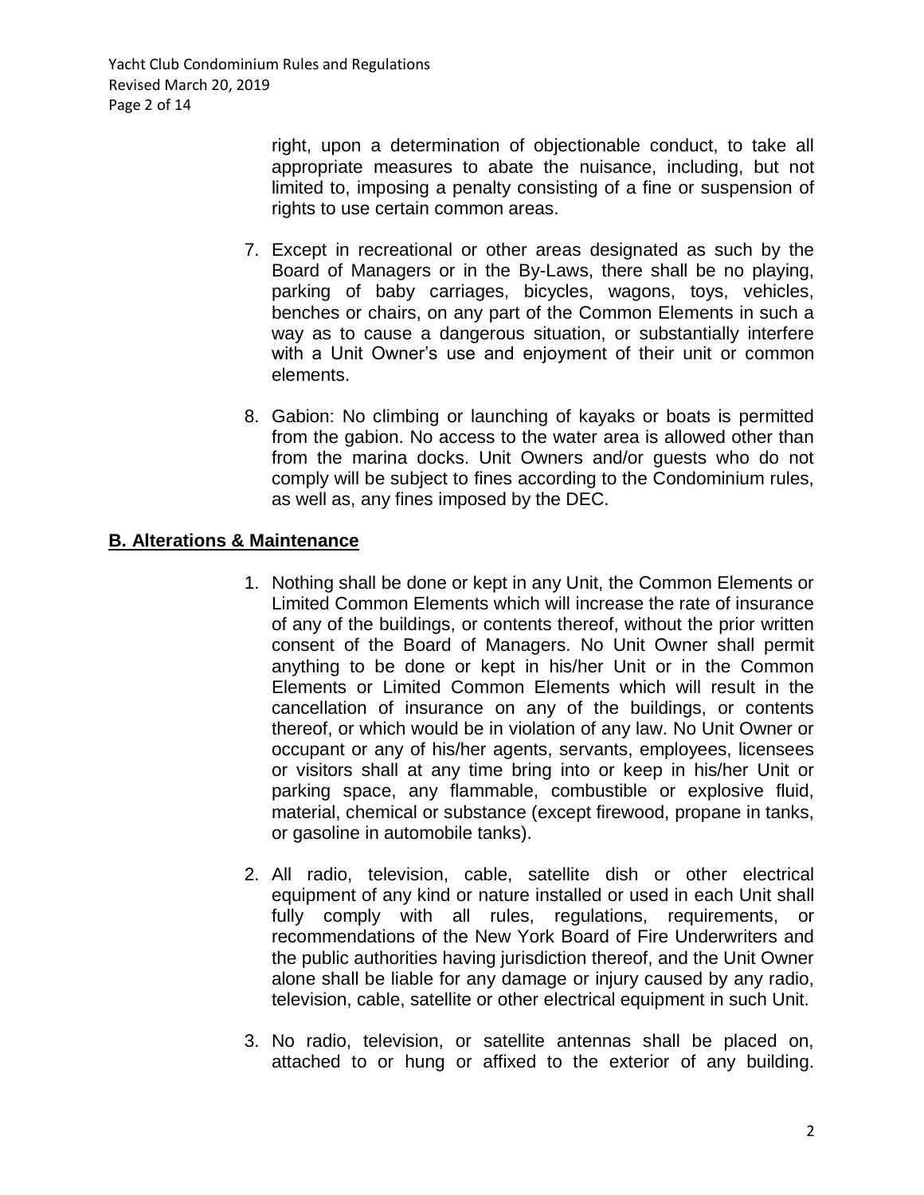right, upon a determination of objectionable conduct, to take all appropriate measures to abate the nuisance, including, but not limited to, imposing a penalty consisting of a fine or suspension of rights to use certain common areas.

7. Except in recreational or other areas designated as such by the Board of Managers or in the By-Laws, there shall be no playing, parking of baby carriages, bicycles, wagons, toys, vehicles, benches or chairs, on any part of the Common Elements in such a way as to cause a dangerous situation, or substantially interfere with a Unit Owner's use and enjoyment of their unit or common elements.

8. Gabion: No climbing or launching of kayaks or boats is permitted from the gabion. No access to the water area is allowed other than from the marina docks. Unit Owners and/or guests who do not comply will be subject to fines according to the Condominium rules, as well as, any fines imposed by the DEC.

## **B. Alterations & Maintenance**

1. Nothing shall be done or kept in any Unit, the Common Elements or Limited Common Elements which will increase the rate of insurance of any of the buildings, or contents thereof, without the prior written consent of the Board of Managers. No Unit Owner shall permit anything to be done or kept in his/her Unit or in the Common Elements or Limited Common Elements which will result in the cancellation of insurance on any of the buildings, or contents thereof, or which would be in violation of any law. No Unit Owner or occupant or any of his/her agents, servants, employees, licensees or visitors shall at any time bring into or keep in his/her Unit or parking space, any flammable, combustible or explosive fluid, material, chemical or substance (except firewood, propane in tanks, or gasoline in automobile tanks).

2. All radio, television, cable, satellite dish or other electrical equipment of any kind or nature installed or used in each Unit shall fully comply with all rules, regulations, requirements, or recommendations of the New York Board of Fire Underwriters and the public authorities having jurisdiction thereof, and the Unit Owner alone shall be liable for any damage or injury caused by any radio, television, cable, satellite or other electrical equipment in such Unit.

3. No radio, television, or satellite antennas shall be placed on, attached to or hung or affixed to the exterior of any building.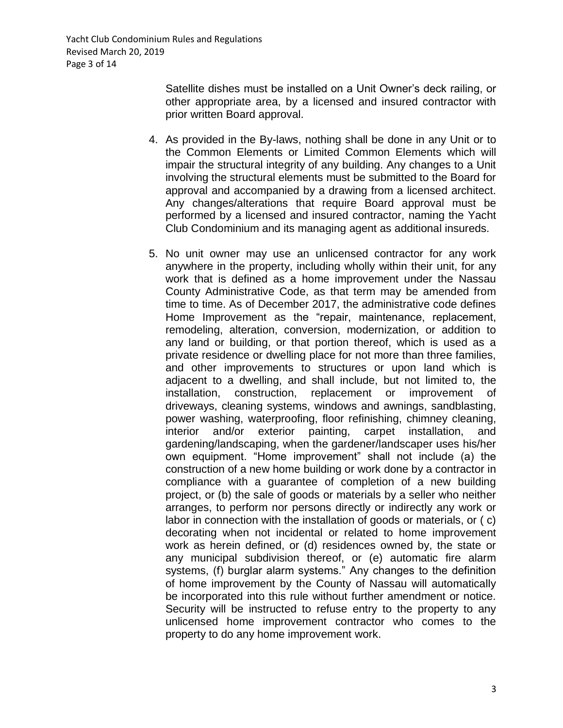Satellite dishes must be installed on a Unit Owner's deck railing, or other appropriate area, by a licensed and insured contractor with prior written Board approval.

4. As provided in the By-laws, nothing shall be done in any Unit or to the Common Elements or Limited Common Elements which will impair the structural integrity of any building. Any changes to a Unit involving the structural elements must be submitted to the Board for approval and accompanied by a drawing from a licensed architect. Any changes/alterations that require Board approval must be performed by a licensed and insured contractor, naming the Yacht Club Condominium and its managing agent as additional insureds.

5. No unit owner may use an unlicensed contractor for any work anywhere in the property, including wholly within their unit, for any work that is defined as a home improvement under the Nassau County Administrative Code, as that term may be amended from time to time. As of December 2017, the administrative code defines Home Improvement as the "repair, maintenance, replacement, remodeling, alteration, conversion, modernization, or addition to any land or building, or that portion thereof, which is used as a private residence or dwelling place for not more than three families, and other improvements to structures or upon land which is adjacent to a dwelling, and shall include, but not limited to, the installation, construction, replacement or improvement of driveways, cleaning systems, windows and awnings, sandblasting, power washing, waterproofing, floor refinishing, chimney cleaning, interior and/or exterior painting, carpet installation, and gardening/landscaping, when the gardener/landscaper uses his/her own equipment. "Home improvement" shall not include (a) the construction of a new home building or work done by a contractor in compliance with a guarantee of completion of a new building project, or (b) the sale of goods or materials by a seller who neither arranges, to perform nor persons directly or indirectly any work or labor in connection with the installation of goods or materials, or ( c) decorating when not incidental or related to home improvement work as herein defined, or (d) residences owned by, the state or any municipal subdivision thereof, or (e) automatic fire alarm systems, (f) burglar alarm systems." Any changes to the definition of home improvement by the County of Nassau will automatically be incorporated into this rule without further amendment or notice. Security will be instructed to refuse entry to the property to any unlicensed home improvement contractor who comes to the property to do any home improvement work.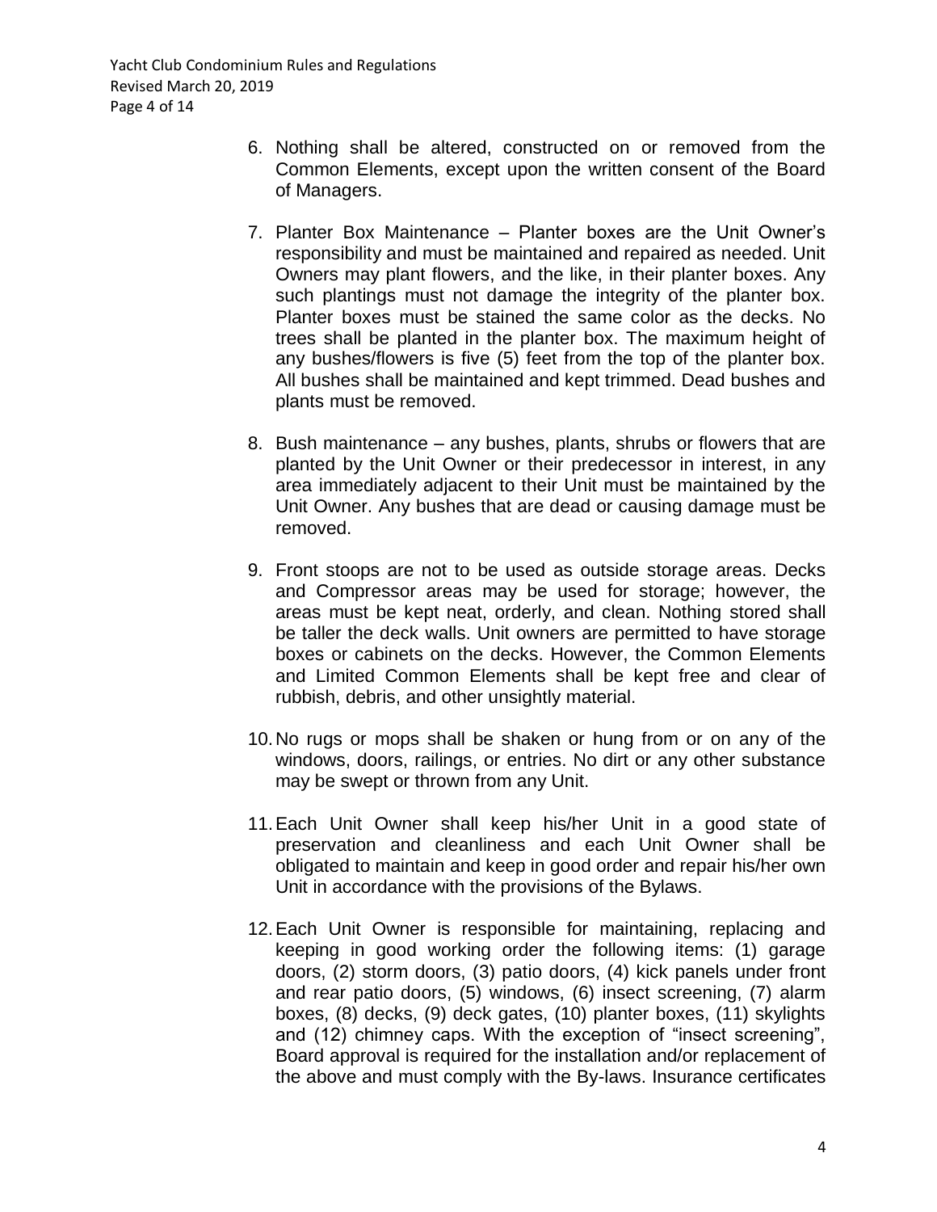6. Nothing shall be altered, constructed on or removed from the Common Elements, except upon the written consent of the Board of Managers.

7. Planter Box Maintenance – Planter boxes are the Unit Owner's responsibility and must be maintained and repaired as needed. Unit Owners may plant flowers, and the like, in their planter boxes. Any such plantings must not damage the integrity of the planter box. Planter boxes must be stained the same color as the decks. No trees shall be planted in the planter box. The maximum height of any bushes/flowers is five (5) feet from the top of the planter box. All bushes shall be maintained and kept trimmed. Dead bushes and plants must be removed.

8. Bush maintenance – any bushes, plants, shrubs or flowers that are planted by the Unit Owner or their predecessor in interest, in any area immediately adjacent to their Unit must be maintained by the Unit Owner. Any bushes that are dead or causing damage must be removed.

9. Front stoops are not to be used as outside storage areas. Decks and Compressor areas may be used for storage; however, the areas must be kept neat, orderly, and clean. Nothing stored shall be taller the deck walls. Unit owners are permitted to have storage boxes or cabinets on the decks. However, the Common Elements and Limited Common Elements shall be kept free and clear of rubbish, debris, and other unsightly material.

10. No rugs or mops shall be shaken or hung from or on any of the windows, doors, railings, or entries. No dirt or any other substance may be swept or thrown from any Unit.

11. Each Unit Owner shall keep his/her Unit in a good state of preservation and cleanliness and each Unit Owner shall be obligated to maintain and keep in good order and repair his/her own Unit in accordance with the provisions of the Bylaws.

12. Each Unit Owner is responsible for maintaining, replacing and keeping in good working order the following items: (1) garage doors, (2) storm doors, (3) patio doors, (4) kick panels under front and rear patio doors, (5) windows, (6) insect screening, (7) alarm boxes, (8) decks, (9) deck gates, (10) planter boxes, (11) skylights and (12) chimney caps. With the exception of "insect screening", Board approval is required for the installation and/or replacement of the above and must comply with the By-laws. Insurance certificates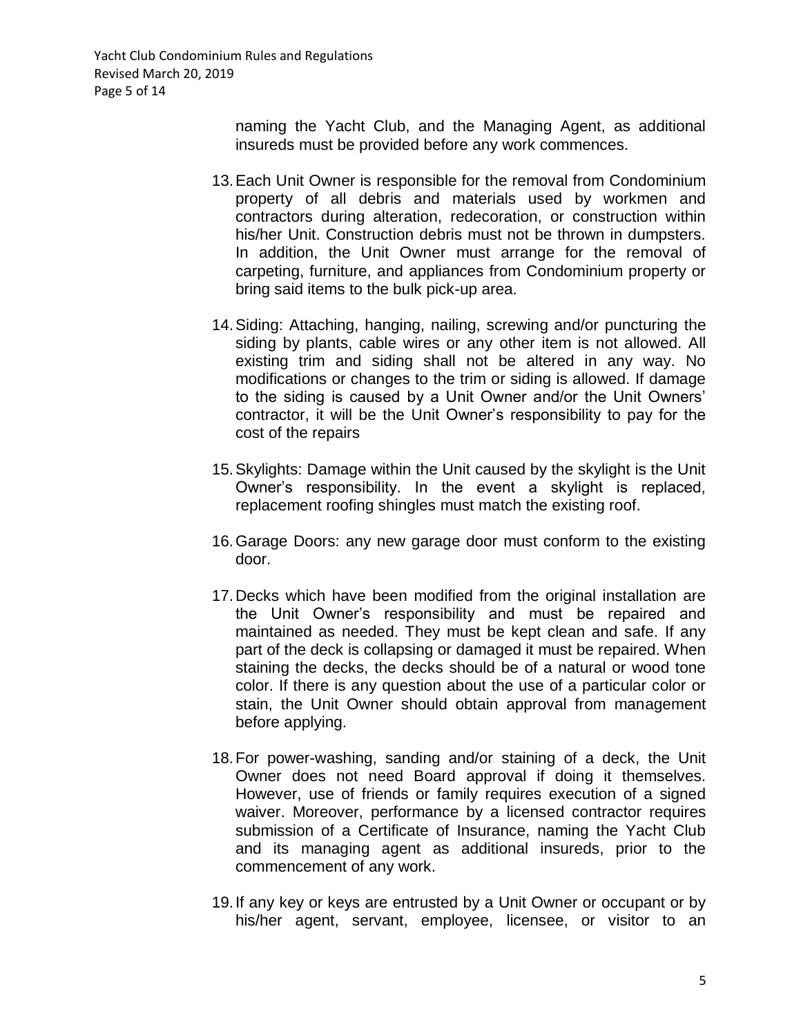naming the Yacht Club, and the Managing Agent, as additional insureds must be provided before any work commences.

13. Each Unit Owner is responsible for the removal from Condominium property of all debris and materials used by workmen and contractors during alteration, redecoration, or construction within his/her Unit. Construction debris must not be thrown in dumpsters. In addition, the Unit Owner must arrange for the removal of carpeting, furniture, and appliances from Condominium property or bring said items to the bulk pick-up area.

14. Siding: Attaching, hanging, nailing, screwing and/or puncturing the siding by plants, cable wires or any other item is not allowed. All existing trim and siding shall not be altered in any way. No modifications or changes to the trim or siding is allowed. If damage to the siding is caused by a Unit Owner and/or the Unit Owners' contractor, it will be the Unit Owner's responsibility to pay for the cost of the repairs

15. Skylights: Damage within the Unit caused by the skylight is the Unit Owner's responsibility. In the event a skylight is replaced, replacement roofing shingles must match the existing roof.

16. Garage Doors: any new garage door must conform to the existing door.

17. Decks which have been modified from the original installation are the Unit Owner's responsibility and must be repaired and maintained as needed. They must be kept clean and safe. If any part of the deck is collapsing or damaged it must be repaired. When staining the decks, the decks should be of a natural or wood tone color. If there is any question about the use of a particular color or stain, the Unit Owner should obtain approval from management before applying.

18. For power-washing, sanding and/or staining of a deck, the Unit Owner does not need Board approval if doing it themselves. However, use of friends or family requires execution of a signed waiver. Moreover, performance by a licensed contractor requires submission of a Certificate of Insurance, naming the Yacht Club and its managing agent as additional insureds, prior to the commencement of any work.

19. If any key or keys are entrusted by a Unit Owner or occupant or by his/her agent, servant, employee, licensee, or visitor to an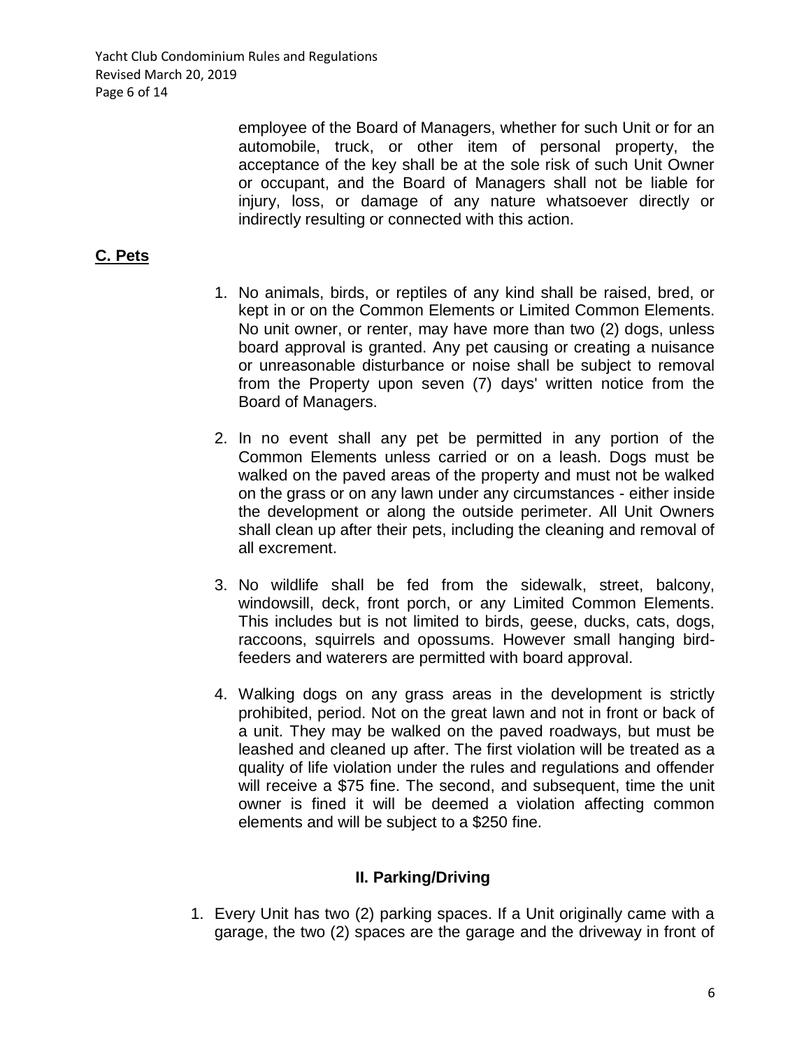employee of the Board of Managers, whether for such Unit or for an automobile, truck, or other item of personal property, the acceptance of the key shall be at the sole risk of such Unit Owner or occupant, and the Board of Managers shall not be liable for injury, loss, or damage of any nature whatsoever directly or indirectly resulting or connected with this action.

## C. Pets

1. No animals, birds, or reptiles of any kind shall be raised, bred, or kept in or on the Common Elements or Limited Common Elements. No unit owner, or renter, may have more than two (2) dogs, unless board approval is granted. Any pet causing or creating a nuisance or unreasonable disturbance or noise shall be subject to removal from the Property upon seven (7) days' written notice from the Board of Managers.

2. In no event shall any pet be permitted in any portion of the Common Elements unless carried or on a leash. Dogs must be walked on the paved areas of the property and must not be walked on the grass or on any lawn under any circumstances - either inside the development or along the outside perimeter. All Unit Owners shall clean up after their pets, including the cleaning and removal of all excrement.

3. No wildlife shall be fed from the sidewalk, street, balcony, windowsill, deck, front porch, or any Limited Common Elements. This includes but is not limited to birds, geese, ducks, cats, dogs, raccoons, squirrels and opossums. However small hanging bird-feeders and waterers are permitted with board approval.

4. Walking dogs on any grass areas in the development is strictly prohibited, period. Not on the great lawn and not in front or back of a unit. They may be walked on the paved roadways, but must be leashed and cleaned up after. The first violation will be treated as a quality of life violation under the rules and regulations and offender will receive a $75 fine. The second, and subsequent, time the unit owner is fined it will be deemed a violation affecting common elements and will be subject to a $250 fine.

## II. Parking/Driving

1. Every Unit has two (2) parking spaces. If a Unit originally came with a garage, the two (2) spaces are the garage and the driveway in front of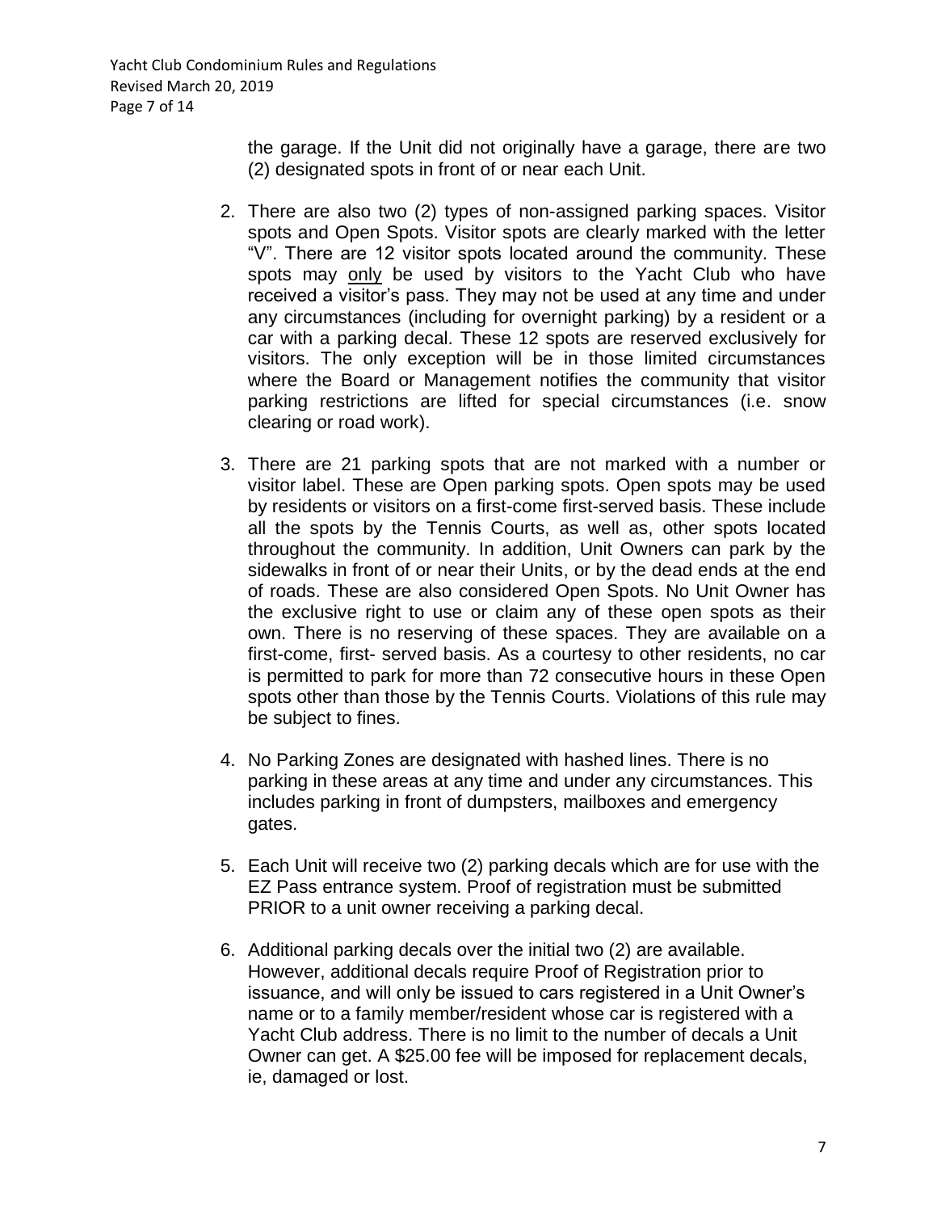the garage. If the Unit did not originally have a garage, there are two (2) designated spots in front of or near each Unit.

2. There are also two (2) types of non-assigned parking spaces. Visitor spots and Open Spots. Visitor spots are clearly marked with the letter "V". There are 12 visitor spots located around the community. These spots may <u>only</u> be used by visitors to the Yacht Club who have received a visitor's pass. They may not be used at any time and under any circumstances (including for overnight parking) by a resident or a car with a parking decal. These 12 spots are reserved exclusively for visitors. The only exception will be in those limited circumstances where the Board or Management notifies the community that visitor parking restrictions are lifted for special circumstances (i.e. snow clearing or road work).

3. There are 21 parking spots that are not marked with a number or visitor label. These are Open parking spots. Open spots may be used by residents or visitors on a first-come first-served basis. These include all the spots by the Tennis Courts, as well as, other spots located throughout the community. In addition, Unit Owners can park by the sidewalks in front of or near their Units, or by the dead ends at the end of roads. These are also considered Open Spots. No Unit Owner has the exclusive right to use or claim any of these open spots as their own. There is no reserving of these spaces. They are available on a first-come, first- served basis. As a courtesy to other residents, no car is permitted to park for more than 72 consecutive hours in these Open spots other than those by the Tennis Courts. Violations of this rule may be subject to fines.

4. No Parking Zones are designated with hashed lines. There is no parking in these areas at any time and under any circumstances. This includes parking in front of dumpsters, mailboxes and emergency gates.

5. Each Unit will receive two (2) parking decals which are for use with the EZ Pass entrance system. Proof of registration must be submitted PRIOR to a unit owner receiving a parking decal.

6. Additional parking decals over the initial two (2) are available. However, additional decals require Proof of Registration prior to issuance, and will only be issued to cars registered in a Unit Owner's name or to a family member/resident whose car is registered with a Yacht Club address. There is no limit to the number of decals a Unit Owner can get. A $25.00 fee will be imposed for replacement decals, ie, damaged or lost.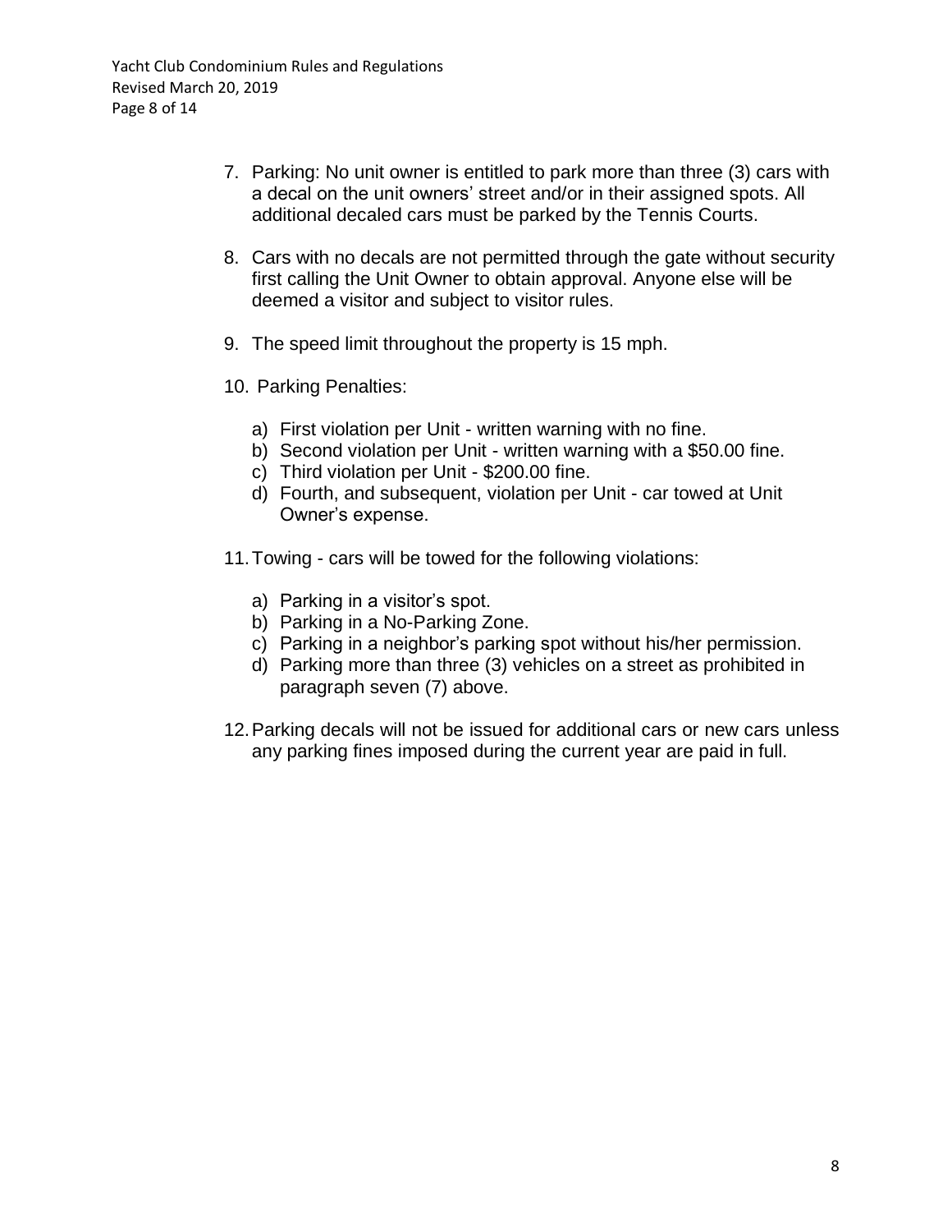7. Parking: No unit owner is entitled to park more than three (3) cars with a decal on the unit owners' street and/or in their assigned spots. All additional decaled cars must be parked by the Tennis Courts.

8. Cars with no decals are not permitted through the gate without security first calling the Unit Owner to obtain approval. Anyone else will be deemed a visitor and subject to visitor rules.

9. The speed limit throughout the property is 15 mph.

10. Parking Penalties:

    a) First violation per Unit - written warning with no fine.
    b) Second violation per Unit - written warning with a $50.00 fine.
    c) Third violation per Unit - $200.00 fine.
    d) Fourth, and subsequent, violation per Unit - car towed at Unit Owner's expense.

11. Towing - cars will be towed for the following violations:

    a) Parking in a visitor's spot.
    b) Parking in a No-Parking Zone.
    c) Parking in a neighbor's parking spot without his/her permission.
    d) Parking more than three (3) vehicles on a street as prohibited in paragraph seven (7) above.

12. Parking decals will not be issued for additional cars or new cars unless any parking fines imposed during the current year are paid in full.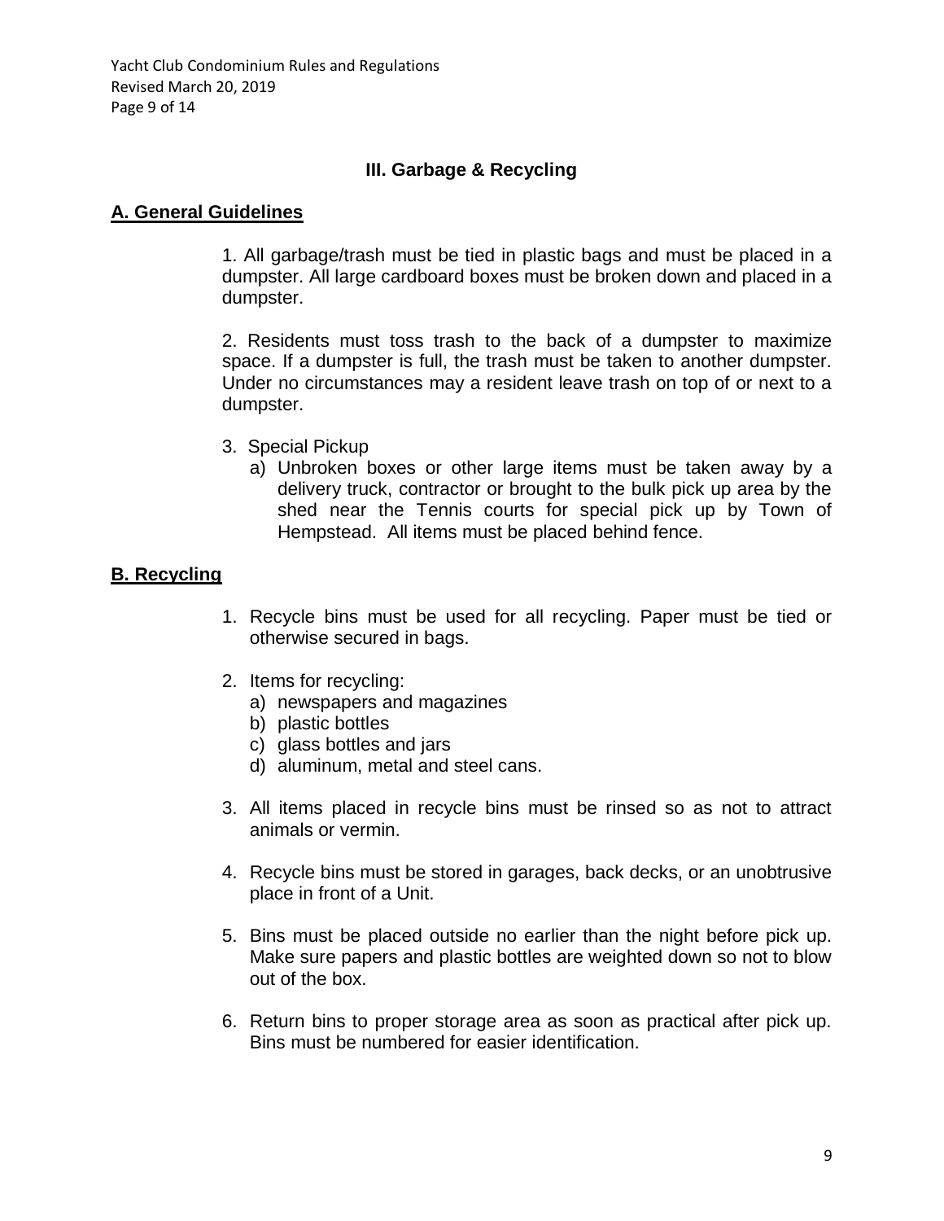## III. Garbage & Recycling

### A. General Guidelines

1. All garbage/trash must be tied in plastic bags and must be placed in a dumpster. All large cardboard boxes must be broken down and placed in a dumpster.

2. Residents must toss trash to the back of a dumpster to maximize space. If a dumpster is full, the trash must be taken to another dumpster. Under no circumstances may a resident leave trash on top of or next to a dumpster.

3. Special Pickup
   a) Unbroken boxes or other large items must be taken away by a delivery truck, contractor or brought to the bulk pick up area by the shed near the Tennis courts for special pick up by Town of Hempstead. All items must be placed behind fence.

### B. Recycling

1. Recycle bins must be used for all recycling. Paper must be tied or otherwise secured in bags.

2. Items for recycling:
   a) newspapers and magazines
   b) plastic bottles
   c) glass bottles and jars
   d) aluminum, metal and steel cans.

3. All items placed in recycle bins must be rinsed so as not to attract animals or vermin.

4. Recycle bins must be stored in garages, back decks, or an unobtrusive place in front of a Unit.

5. Bins must be placed outside no earlier than the night before pick up. Make sure papers and plastic bottles are weighted down so not to blow out of the box.

6. Return bins to proper storage area as soon as practical after pick up. Bins must be numbered for easier identification.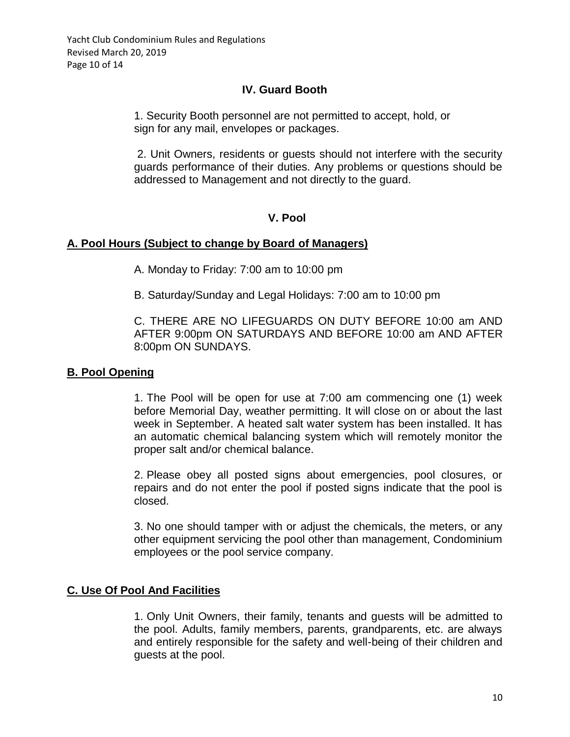## IV. Guard Booth

1. Security Booth personnel are not permitted to accept, hold, or sign for any mail, envelopes or packages.

2. Unit Owners, residents or guests should not interfere with the security guards performance of their duties. Any problems or questions should be addressed to Management and not directly to the guard.

## V. Pool

### A. Pool Hours (Subject to change by Board of Managers)

A. Monday to Friday: 7:00 am to 10:00 pm

B. Saturday/Sunday and Legal Holidays: 7:00 am to 10:00 pm

C. THERE ARE NO LIFEGUARDS ON DUTY BEFORE 10:00 am AND AFTER 9:00pm ON SATURDAYS AND BEFORE 10:00 am AND AFTER 8:00pm ON SUNDAYS.

### B. Pool Opening

1. The Pool will be open for use at 7:00 am commencing one (1) week before Memorial Day, weather permitting. It will close on or about the last week in September. A heated salt water system has been installed. It has an automatic chemical balancing system which will remotely monitor the proper salt and/or chemical balance.

2. Please obey all posted signs about emergencies, pool closures, or repairs and do not enter the pool if posted signs indicate that the pool is closed.

3. No one should tamper with or adjust the chemicals, the meters, or any other equipment servicing the pool other than management, Condominium employees or the pool service company.

### C. Use Of Pool And Facilities

1. Only Unit Owners, their family, tenants and guests will be admitted to the pool. Adults, family members, parents, grandparents, etc. are always and entirely responsible for the safety and well-being of their children and guests at the pool.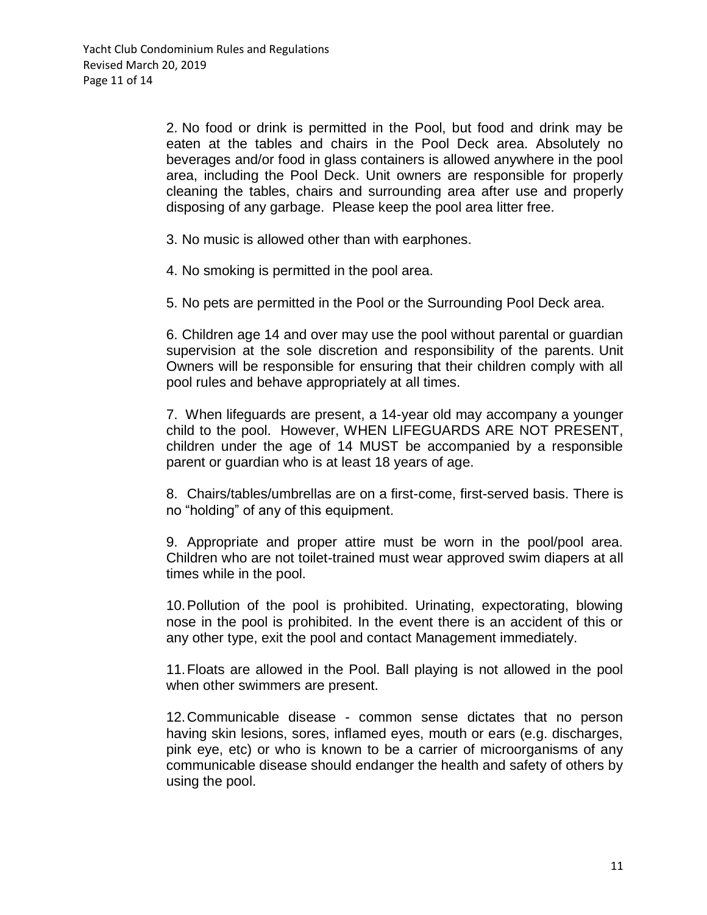2. No food or drink is permitted in the Pool, but food and drink may be eaten at the tables and chairs in the Pool Deck area. Absolutely no beverages and/or food in glass containers is allowed anywhere in the pool area, including the Pool Deck. Unit owners are responsible for properly cleaning the tables, chairs and surrounding area after use and properly disposing of any garbage. Please keep the pool area litter free.

3. No music is allowed other than with earphones.

4. No smoking is permitted in the pool area.

5. No pets are permitted in the Pool or the Surrounding Pool Deck area.

6. Children age 14 and over may use the pool without parental or guardian supervision at the sole discretion and responsibility of the parents. Unit Owners will be responsible for ensuring that their children comply with all pool rules and behave appropriately at all times.

7. When lifeguards are present, a 14-year old may accompany a younger child to the pool. However, WHEN LIFEGUARDS ARE NOT PRESENT, children under the age of 14 MUST be accompanied by a responsible parent or guardian who is at least 18 years of age.

8. Chairs/tables/umbrellas are on a first-come, first-served basis. There is no "holding" of any of this equipment.

9. Appropriate and proper attire must be worn in the pool/pool area. Children who are not toilet-trained must wear approved swim diapers at all times while in the pool.

10. Pollution of the pool is prohibited. Urinating, expectorating, blowing nose in the pool is prohibited. In the event there is an accident of this or any other type, exit the pool and contact Management immediately.

11. Floats are allowed in the Pool. Ball playing is not allowed in the pool when other swimmers are present.

12. Communicable disease - common sense dictates that no person having skin lesions, sores, inflamed eyes, mouth or ears (e.g. discharges, pink eye, etc) or who is known to be a carrier of microorganisms of any communicable disease should endanger the health and safety of others by using the pool.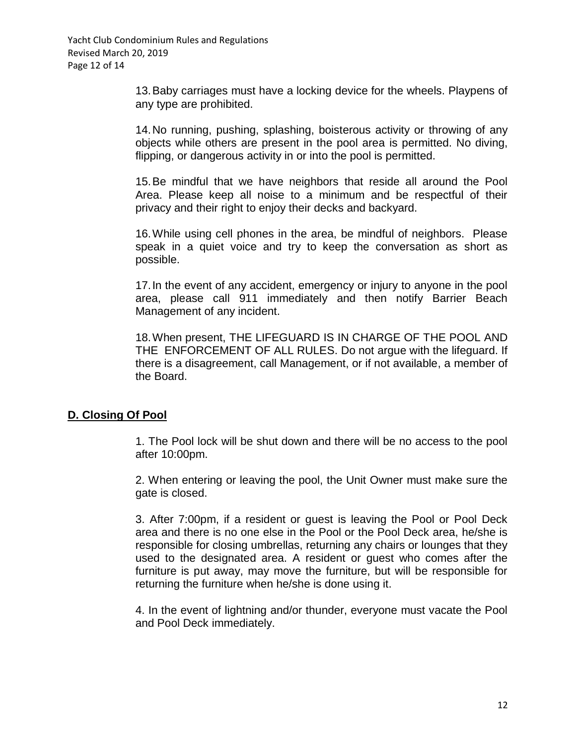13. Baby carriages must have a locking device for the wheels. Playpens of any type are prohibited.

14. No running, pushing, splashing, boisterous activity or throwing of any objects while others are present in the pool area is permitted. No diving, flipping, or dangerous activity in or into the pool is permitted.

15. Be mindful that we have neighbors that reside all around the Pool Area. Please keep all noise to a minimum and be respectful of their privacy and their right to enjoy their decks and backyard.

16. While using cell phones in the area, be mindful of neighbors. Please speak in a quiet voice and try to keep the conversation as short as possible.

17. In the event of any accident, emergency or injury to anyone in the pool area, please call 911 immediately and then notify Barrier Beach Management of any incident.

18. When present, THE LIFEGUARD IS IN CHARGE OF THE POOL AND THE ENFORCEMENT OF ALL RULES. Do not argue with the lifeguard. If there is a disagreement, call Management, or if not available, a member of the Board.

## D. Closing Of Pool

1. The Pool lock will be shut down and there will be no access to the pool after 10:00pm.

2. When entering or leaving the pool, the Unit Owner must make sure the gate is closed.

3. After 7:00pm, if a resident or guest is leaving the Pool or Pool Deck area and there is no one else in the Pool or the Pool Deck area, he/she is responsible for closing umbrellas, returning any chairs or lounges that they used to the designated area. A resident or guest who comes after the furniture is put away, may move the furniture, but will be responsible for returning the furniture when he/she is done using it.

4. In the event of lightning and/or thunder, everyone must vacate the Pool and Pool Deck immediately.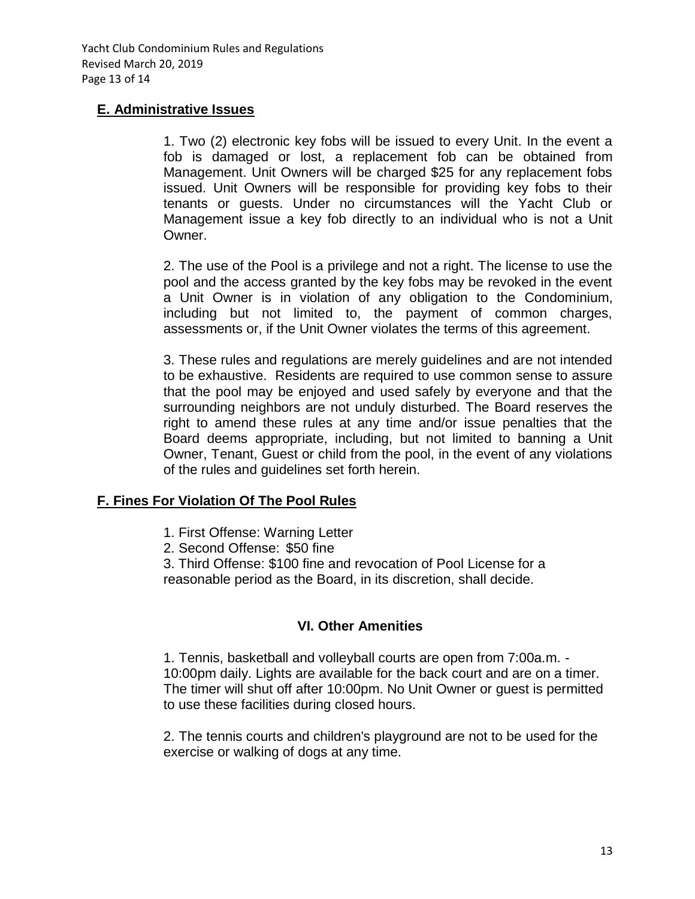## E. Administrative Issues

1. Two (2) electronic key fobs will be issued to every Unit. In the event a fob is damaged or lost, a replacement fob can be obtained from Management. Unit Owners will be charged $25 for any replacement fobs issued. Unit Owners will be responsible for providing key fobs to their tenants or guests. Under no circumstances will the Yacht Club or Management issue a key fob directly to an individual who is not a Unit Owner.

2. The use of the Pool is a privilege and not a right. The license to use the pool and the access granted by the key fobs may be revoked in the event a Unit Owner is in violation of any obligation to the Condominium, including but not limited to, the payment of common charges, assessments or, if the Unit Owner violates the terms of this agreement.

3. These rules and regulations are merely guidelines and are not intended to be exhaustive. Residents are required to use common sense to assure that the pool may be enjoyed and used safely by everyone and that the surrounding neighbors are not unduly disturbed. The Board reserves the right to amend these rules at any time and/or issue penalties that the Board deems appropriate, including, but not limited to banning a Unit Owner, Tenant, Guest or child from the pool, in the event of any violations of the rules and guidelines set forth herein.

## F. Fines For Violation Of The Pool Rules

1. First Offense: Warning Letter
2. Second Offense: $50 fine
3. Third Offense: $100 fine and revocation of Pool License for a reasonable period as the Board, in its discretion, shall decide.

## VI. Other Amenities

1. Tennis, basketball and volleyball courts are open from 7:00a.m. - 10:00pm daily. Lights are available for the back court and are on a timer. The timer will shut off after 10:00pm. No Unit Owner or guest is permitted to use these facilities during closed hours.

2. The tennis courts and children's playground are not to be used for the exercise or walking of dogs at any time.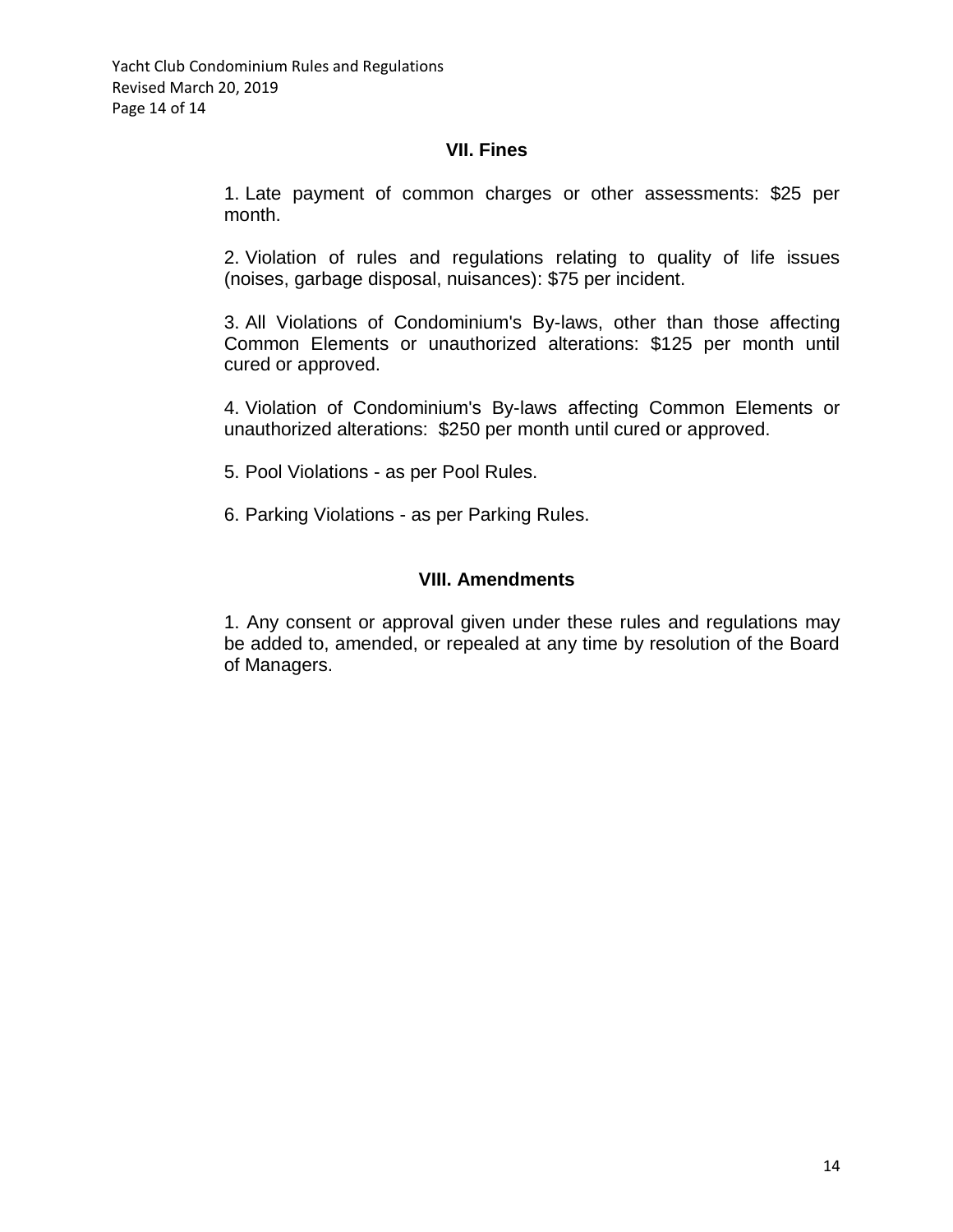## VII. Fines

1. Late payment of common charges or other assessments: $25 per month.

2. Violation of rules and regulations relating to quality of life issues (noises, garbage disposal, nuisances): $75 per incident.

3. All Violations of Condominium's By-laws, other than those affecting Common Elements or unauthorized alterations: $125 per month until cured or approved.

4. Violation of Condominium's By-laws affecting Common Elements or unauthorized alterations: $250 per month until cured or approved.

5. Pool Violations - as per Pool Rules.

6. Parking Violations - as per Parking Rules.

## VIII. Amendments

1. Any consent or approval given under these rules and regulations may be added to, amended, or repealed at any time by resolution of the Board of Managers.